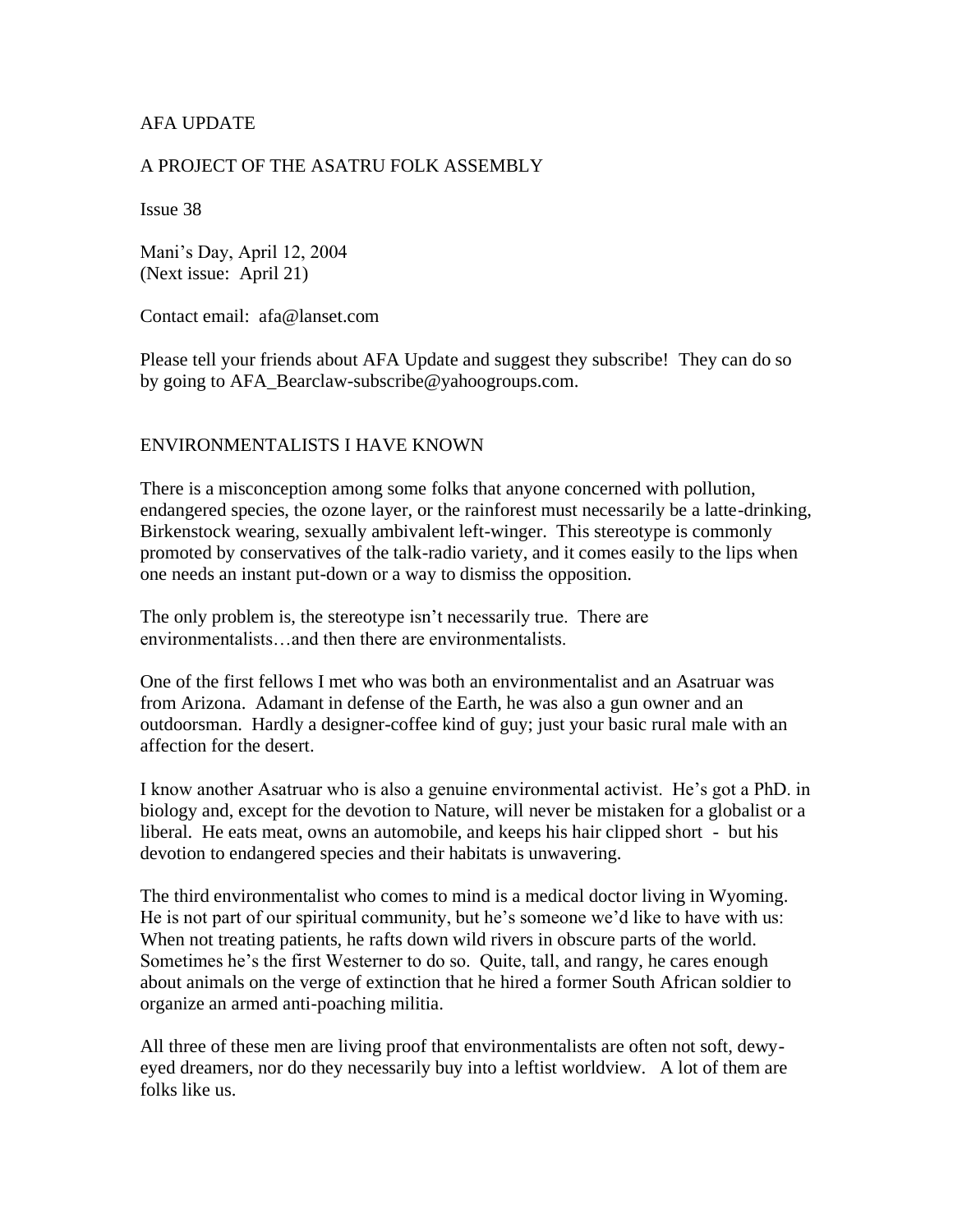AFA UPDATE

A PROJECT OF THE ASATRU FOLK ASSEMBLY

Issue 38

Mani's Day, April 12, 2004
(Next issue: April 21)

Contact email: afa@lanset.com

Please tell your friends about AFA Update and suggest they subscribe! They can do so by going to AFA_Bearclaw-subscribe@yahoogroups.com.

## ENVIRONMENTALISTS I HAVE KNOWN

There is a misconception among some folks that anyone concerned with pollution, endangered species, the ozone layer, or the rainforest must necessarily be a latte-drinking, Birkenstock wearing, sexually ambivalent left-winger. This stereotype is commonly promoted by conservatives of the talk-radio variety, and it comes easily to the lips when one needs an instant put-down or a way to dismiss the opposition.

The only problem is, the stereotype isn't necessarily true. There are environmentalists…and then there are environmentalists.

One of the first fellows I met who was both an environmentalist and an Asatruar was from Arizona. Adamant in defense of the Earth, he was also a gun owner and an outdoorsman. Hardly a designer-coffee kind of guy; just your basic rural male with an affection for the desert.

I know another Asatruar who is also a genuine environmental activist. He's got a PhD. in biology and, except for the devotion to Nature, will never be mistaken for a globalist or a liberal. He eats meat, owns an automobile, and keeps his hair clipped short - but his devotion to endangered species and their habitats is unwavering.

The third environmentalist who comes to mind is a medical doctor living in Wyoming. He is not part of our spiritual community, but he's someone we'd like to have with us: When not treating patients, he rafts down wild rivers in obscure parts of the world. Sometimes he's the first Westerner to do so. Quite, tall, and rangy, he cares enough about animals on the verge of extinction that he hired a former South African soldier to organize an armed anti-poaching militia.

All three of these men are living proof that environmentalists are often not soft, dewy-eyed dreamers, nor do they necessarily buy into a leftist worldview. A lot of them are folks like us.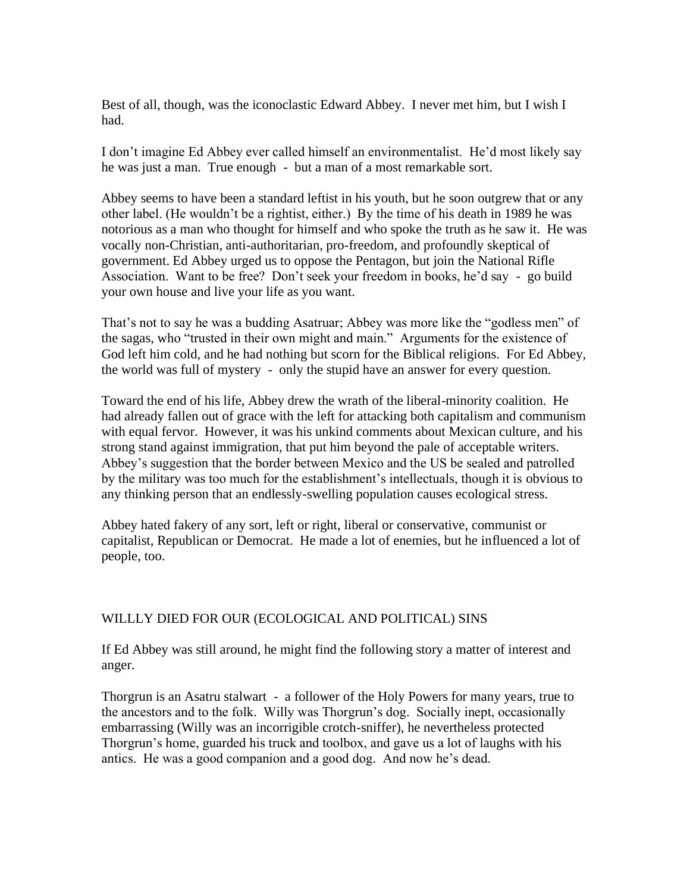Best of all, though, was the iconoclastic Edward Abbey. I never met him, but I wish I had.

I don't imagine Ed Abbey ever called himself an environmentalist. He'd most likely say he was just a man. True enough - but a man of a most remarkable sort.

Abbey seems to have been a standard leftist in his youth, but he soon outgrew that or any other label. (He wouldn't be a rightist, either.) By the time of his death in 1989 he was notorious as a man who thought for himself and who spoke the truth as he saw it. He was vocally non-Christian, anti-authoritarian, pro-freedom, and profoundly skeptical of government. Ed Abbey urged us to oppose the Pentagon, but join the National Rifle Association. Want to be free? Don't seek your freedom in books, he'd say - go build your own house and live your life as you want.

That's not to say he was a budding Asatruar; Abbey was more like the "godless men" of the sagas, who "trusted in their own might and main." Arguments for the existence of God left him cold, and he had nothing but scorn for the Biblical religions. For Ed Abbey, the world was full of mystery - only the stupid have an answer for every question.

Toward the end of his life, Abbey drew the wrath of the liberal-minority coalition. He had already fallen out of grace with the left for attacking both capitalism and communism with equal fervor. However, it was his unkind comments about Mexican culture, and his strong stand against immigration, that put him beyond the pale of acceptable writers. Abbey's suggestion that the border between Mexico and the US be sealed and patrolled by the military was too much for the establishment's intellectuals, though it is obvious to any thinking person that an endlessly-swelling population causes ecological stress.

Abbey hated fakery of any sort, left or right, liberal or conservative, communist or capitalist, Republican or Democrat. He made a lot of enemies, but he influenced a lot of people, too.

## WILLLY DIED FOR OUR (ECOLOGICAL AND POLITICAL) SINS

If Ed Abbey was still around, he might find the following story a matter of interest and anger.

Thorgrun is an Asatru stalwart - a follower of the Holy Powers for many years, true to the ancestors and to the folk. Willy was Thorgrun's dog. Socially inept, occasionally embarrassing (Willy was an incorrigible crotch-sniffer), he nevertheless protected Thorgrun's home, guarded his truck and toolbox, and gave us a lot of laughs with his antics. He was a good companion and a good dog. And now he's dead.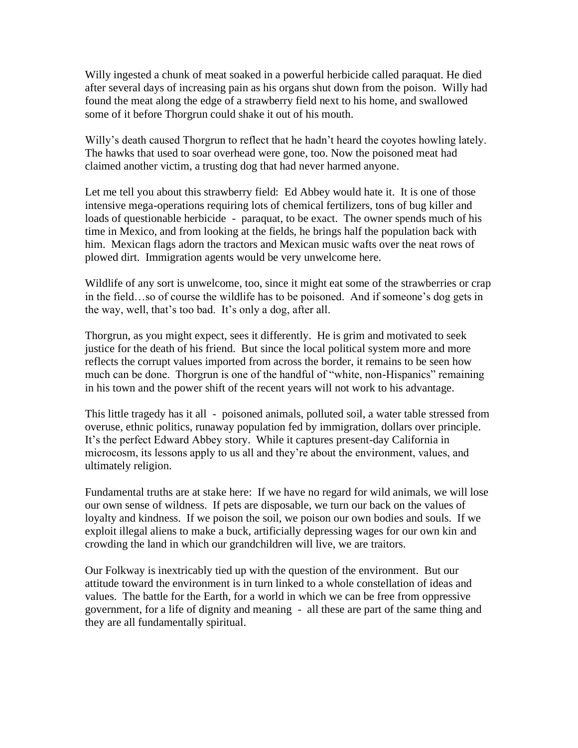Willy ingested a chunk of meat soaked in a powerful herbicide called paraquat. He died after several days of increasing pain as his organs shut down from the poison. Willy had found the meat along the edge of a strawberry field next to his home, and swallowed some of it before Thorgrun could shake it out of his mouth.

Willy's death caused Thorgrun to reflect that he hadn't heard the coyotes howling lately. The hawks that used to soar overhead were gone, too. Now the poisoned meat had claimed another victim, a trusting dog that had never harmed anyone.

Let me tell you about this strawberry field: Ed Abbey would hate it. It is one of those intensive mega-operations requiring lots of chemical fertilizers, tons of bug killer and loads of questionable herbicide - paraquat, to be exact. The owner spends much of his time in Mexico, and from looking at the fields, he brings half the population back with him. Mexican flags adorn the tractors and Mexican music wafts over the neat rows of plowed dirt. Immigration agents would be very unwelcome here.

Wildlife of any sort is unwelcome, too, since it might eat some of the strawberries or crap in the field…so of course the wildlife has to be poisoned. And if someone's dog gets in the way, well, that's too bad. It's only a dog, after all.

Thorgrun, as you might expect, sees it differently. He is grim and motivated to seek justice for the death of his friend. But since the local political system more and more reflects the corrupt values imported from across the border, it remains to be seen how much can be done. Thorgrun is one of the handful of "white, non-Hispanics" remaining in his town and the power shift of the recent years will not work to his advantage.

This little tragedy has it all - poisoned animals, polluted soil, a water table stressed from overuse, ethnic politics, runaway population fed by immigration, dollars over principle. It's the perfect Edward Abbey story. While it captures present-day California in microcosm, its lessons apply to us all and they're about the environment, values, and ultimately religion.

Fundamental truths are at stake here: If we have no regard for wild animals, we will lose our own sense of wildness. If pets are disposable, we turn our back on the values of loyalty and kindness. If we poison the soil, we poison our own bodies and souls. If we exploit illegal aliens to make a buck, artificially depressing wages for our own kin and crowding the land in which our grandchildren will live, we are traitors.

Our Folkway is inextricably tied up with the question of the environment. But our attitude toward the environment is in turn linked to a whole constellation of ideas and values. The battle for the Earth, for a world in which we can be free from oppressive government, for a life of dignity and meaning - all these are part of the same thing and they are all fundamentally spiritual.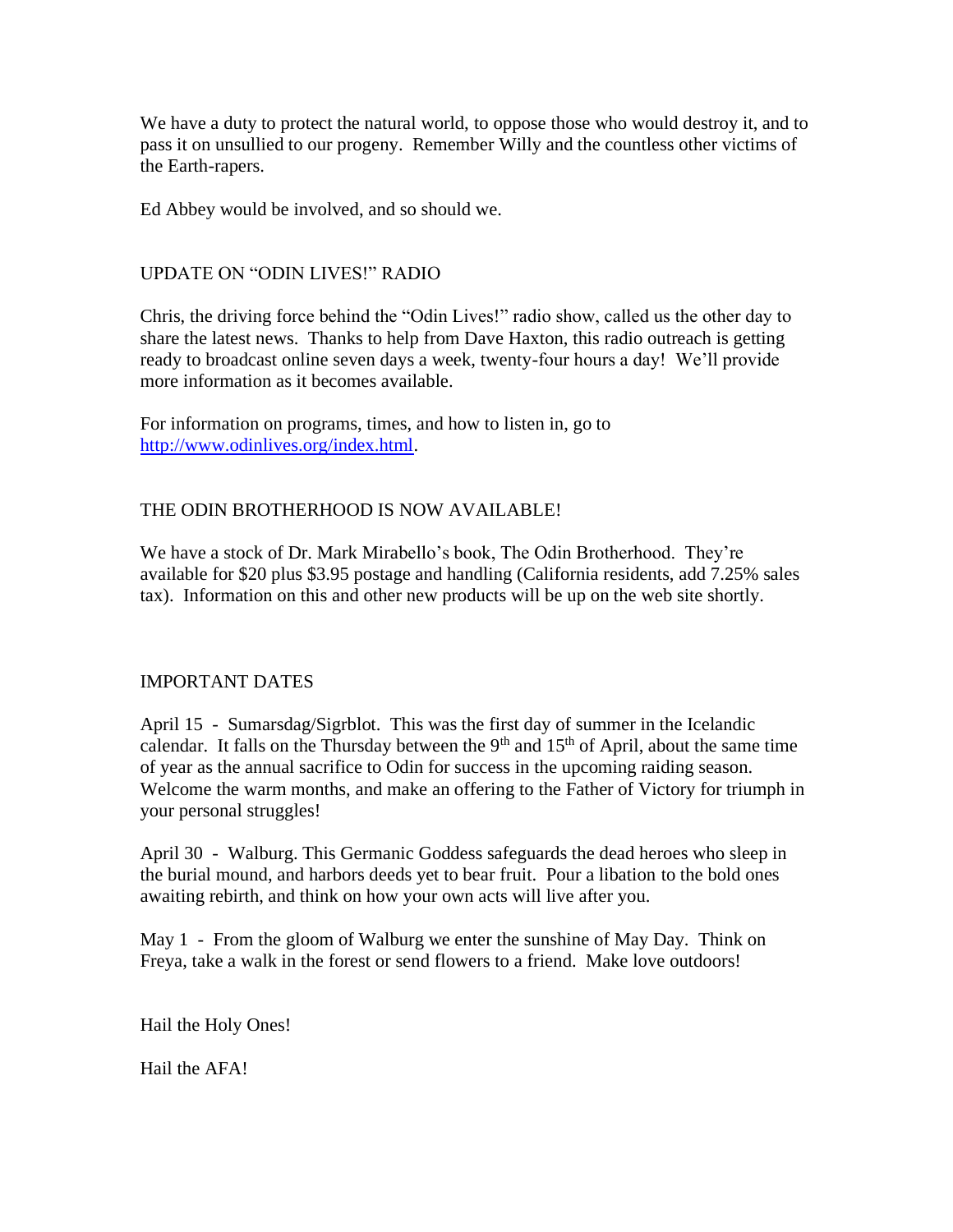We have a duty to protect the natural world, to oppose those who would destroy it, and to pass it on unsullied to our progeny. Remember Willy and the countless other victims of the Earth-rapers.

Ed Abbey would be involved, and so should we.

## UPDATE ON "ODIN LIVES!" RADIO

Chris, the driving force behind the "Odin Lives!" radio show, called us the other day to share the latest news. Thanks to help from Dave Haxton, this radio outreach is getting ready to broadcast online seven days a week, twenty-four hours a day! We'll provide more information as it becomes available.

For information on programs, times, and how to listen in, go to http://www.odinlives.org/index.html.

## THE ODIN BROTHERHOOD IS NOW AVAILABLE!

We have a stock of Dr. Mark Mirabello's book, The Odin Brotherhood. They're available for $20 plus $3.95 postage and handling (California residents, add 7.25% sales tax). Information on this and other new products will be up on the web site shortly.

## IMPORTANT DATES

April 15 - Sumarsdag/Sigrblot. This was the first day of summer in the Icelandic calendar. It falls on the Thursday between the 9th and 15th of April, about the same time of year as the annual sacrifice to Odin for success in the upcoming raiding season. Welcome the warm months, and make an offering to the Father of Victory for triumph in your personal struggles!

April 30 - Walburg. This Germanic Goddess safeguards the dead heroes who sleep in the burial mound, and harbors deeds yet to bear fruit. Pour a libation to the bold ones awaiting rebirth, and think on how your own acts will live after you.

May 1 - From the gloom of Walburg we enter the sunshine of May Day. Think on Freya, take a walk in the forest or send flowers to a friend. Make love outdoors!

Hail the Holy Ones!

Hail the AFA!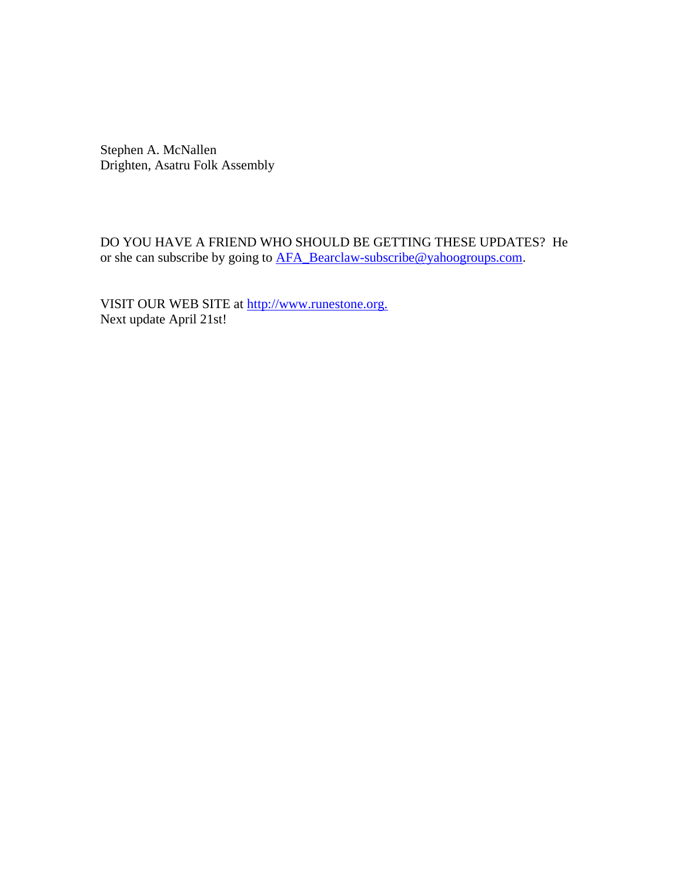Stephen A. McNallen
Drighten, Asatru Folk Assembly

DO YOU HAVE A FRIEND WHO SHOULD BE GETTING THESE UPDATES? He or she can subscribe by going to AFA_Bearclaw-subscribe@yahoogroups.com.

VISIT OUR WEB SITE at http://www.runestone.org.
Next update April 21st!